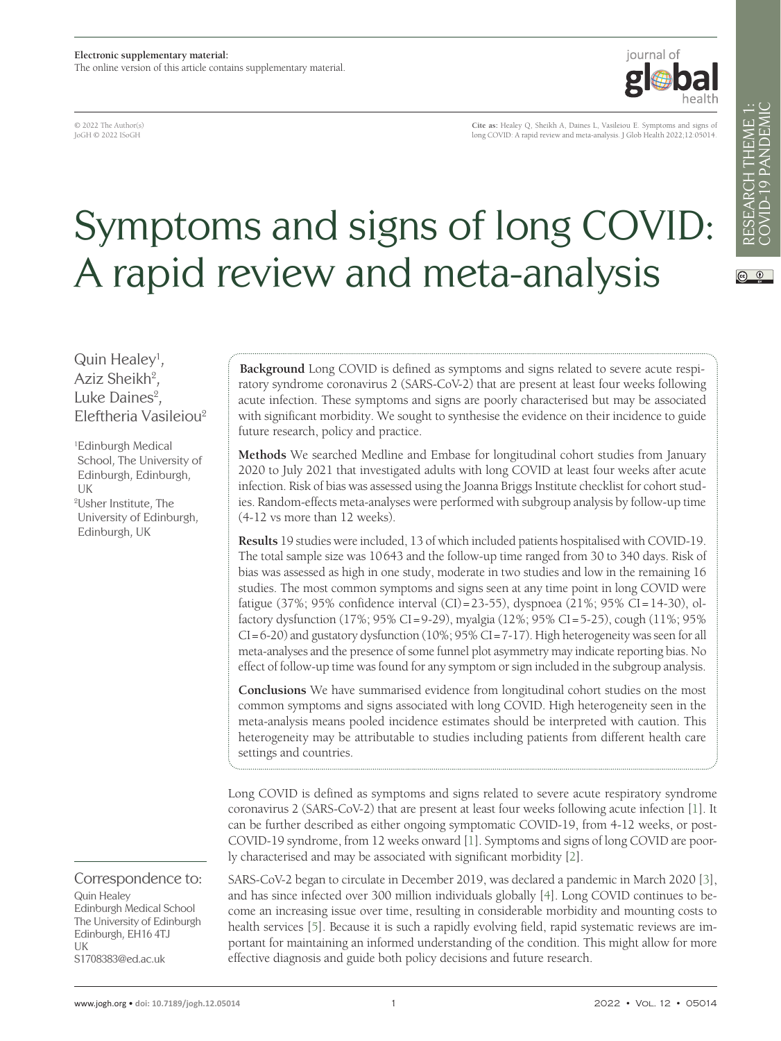**Electronic supplementary material:**
The online version of this article contains supplementary material.

© 2022 The Author(s)
JoGH © 2022 ISoGH

**Cite as:** Healey Q, Sheikh A, Daines L, Vasileiou E. Symptoms and signs of long COVID: A rapid review and meta-analysis. J Glob Health 2022;12:05014.

RESEARCH THEME 1: COVID-19 PANDEMIC

# Symptoms and signs of long COVID: A rapid review and meta-analysis

Quin Healey[1], Aziz Sheikh[2], Luke Daines[2], Eleftheria Vasileiou[2]

[1]Edinburgh Medical School, The University of Edinburgh, Edinburgh, UK
[2]Usher Institute, The University of Edinburgh, Edinburgh, UK

**Background** Long COVID is defined as symptoms and signs related to severe acute respiratory syndrome coronavirus 2 (SARS-CoV-2) that are present at least four weeks following acute infection. These symptoms and signs are poorly characterised but may be associated with significant morbidity. We sought to synthesise the evidence on their incidence to guide future research, policy and practice.

**Methods** We searched Medline and Embase for longitudinal cohort studies from January 2020 to July 2021 that investigated adults with long COVID at least four weeks after acute infection. Risk of bias was assessed using the Joanna Briggs Institute checklist for cohort studies. Random-effects meta-analyses were performed with subgroup analysis by follow-up time (4-12 vs more than 12 weeks).

**Results** 19 studies were included, 13 of which included patients hospitalised with COVID-19. The total sample size was 10 643 and the follow-up time ranged from 30 to 340 days. Risk of bias was assessed as high in one study, moderate in two studies and low in the remaining 16 studies. The most common symptoms and signs seen at any time point in long COVID were fatigue (37%; 95% confidence interval (CI) = 23-55), dyspnoea (21%; 95% CI = 14-30), olfactory dysfunction (17%; 95% CI = 9-29), myalgia (12%; 95% CI = 5-25), cough (11%; 95% CI = 6-20) and gustatory dysfunction (10%; 95% CI = 7-17). High heterogeneity was seen for all meta-analyses and the presence of some funnel plot asymmetry may indicate reporting bias. No effect of follow-up time was found for any symptom or sign included in the subgroup analysis.

**Conclusions** We have summarised evidence from longitudinal cohort studies on the most common symptoms and signs associated with long COVID. High heterogeneity seen in the meta-analysis means pooled incidence estimates should be interpreted with caution. This heterogeneity may be attributable to studies including patients from different health care settings and countries.

Long COVID is defined as symptoms and signs related to severe acute respiratory syndrome coronavirus 2 (SARS-CoV-2) that are present at least four weeks following acute infection [1]. It can be further described as either ongoing symptomatic COVID-19, from 4-12 weeks, or post-COVID-19 syndrome, from 12 weeks onward [1]. Symptoms and signs of long COVID are poorly characterised and may be associated with significant morbidity [2].

SARS-CoV-2 began to circulate in December 2019, was declared a pandemic in March 2020 [3], and has since infected over 300 million individuals globally [4]. Long COVID continues to become an increasing issue over time, resulting in considerable morbidity and mounting costs to health services [5]. Because it is such a rapidly evolving field, rapid systematic reviews are important for maintaining an informed understanding of the condition. This might allow for more effective diagnosis and guide both policy decisions and future research.

Correspondence to:
Quin Healey
Edinburgh Medical School
The University of Edinburgh
Edinburgh, EH16 4TJ
UK
S1708383@ed.ac.uk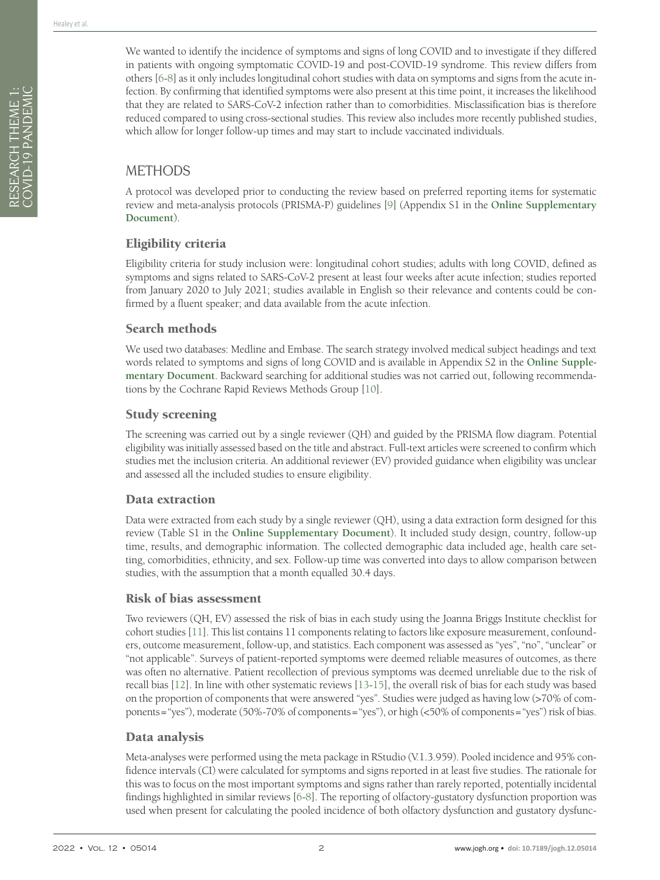We wanted to identify the incidence of symptoms and signs of long COVID and to investigate if they differed in patients with ongoing symptomatic COVID-19 and post-COVID-19 syndrome. This review differs from others [6-8] as it only includes longitudinal cohort studies with data on symptoms and signs from the acute infection. By confirming that identified symptoms were also present at this time point, it increases the likelihood that they are related to SARS-CoV-2 infection rather than to comorbidities. Misclassification bias is therefore reduced compared to using cross-sectional studies. This review also includes more recently published studies, which allow for longer follow-up times and may start to include vaccinated individuals.

## METHODS

A protocol was developed prior to conducting the review based on preferred reporting items for systematic review and meta-analysis protocols (PRISMA-P) guidelines [9] (Appendix S1 in the **Online Supplementary Document**).

### Eligibility criteria

Eligibility criteria for study inclusion were: longitudinal cohort studies; adults with long COVID, defined as symptoms and signs related to SARS-CoV-2 present at least four weeks after acute infection; studies reported from January 2020 to July 2021; studies available in English so their relevance and contents could be confirmed by a fluent speaker; and data available from the acute infection.

### Search methods

We used two databases: Medline and Embase. The search strategy involved medical subject headings and text words related to symptoms and signs of long COVID and is available in Appendix S2 in the **Online Supplementary Document**. Backward searching for additional studies was not carried out, following recommendations by the Cochrane Rapid Reviews Methods Group [10].

### Study screening

The screening was carried out by a single reviewer (QH) and guided by the PRISMA flow diagram. Potential eligibility was initially assessed based on the title and abstract. Full-text articles were screened to confirm which studies met the inclusion criteria. An additional reviewer (EV) provided guidance when eligibility was unclear and assessed all the included studies to ensure eligibility.

### Data extraction

Data were extracted from each study by a single reviewer (QH), using a data extraction form designed for this review (Table S1 in the **Online Supplementary Document**). It included study design, country, follow-up time, results, and demographic information. The collected demographic data included age, health care setting, comorbidities, ethnicity, and sex. Follow-up time was converted into days to allow comparison between studies, with the assumption that a month equalled 30.4 days.

### Risk of bias assessment

Two reviewers (QH, EV) assessed the risk of bias in each study using the Joanna Briggs Institute checklist for cohort studies [11]. This list contains 11 components relating to factors like exposure measurement, confounders, outcome measurement, follow-up, and statistics. Each component was assessed as "yes", "no", "unclear" or "not applicable". Surveys of patient-reported symptoms were deemed reliable measures of outcomes, as there was often no alternative. Patient recollection of previous symptoms was deemed unreliable due to the risk of recall bias [12]. In line with other systematic reviews [13-15], the overall risk of bias for each study was based on the proportion of components that were answered "yes". Studies were judged as having low (>70% of components = "yes"), moderate (50%-70% of components = "yes"), or high (<50% of components = "yes") risk of bias.

### Data analysis

Meta-analyses were performed using the meta package in RStudio (V.1.3.959). Pooled incidence and 95% confidence intervals (CI) were calculated for symptoms and signs reported in at least five studies. The rationale for this was to focus on the most important symptoms and signs rather than rarely reported, potentially incidental findings highlighted in similar reviews [6-8]. The reporting of olfactory-gustatory dysfunction proportion was used when present for calculating the pooled incidence of both olfactory dysfunction and gustatory dysfunc-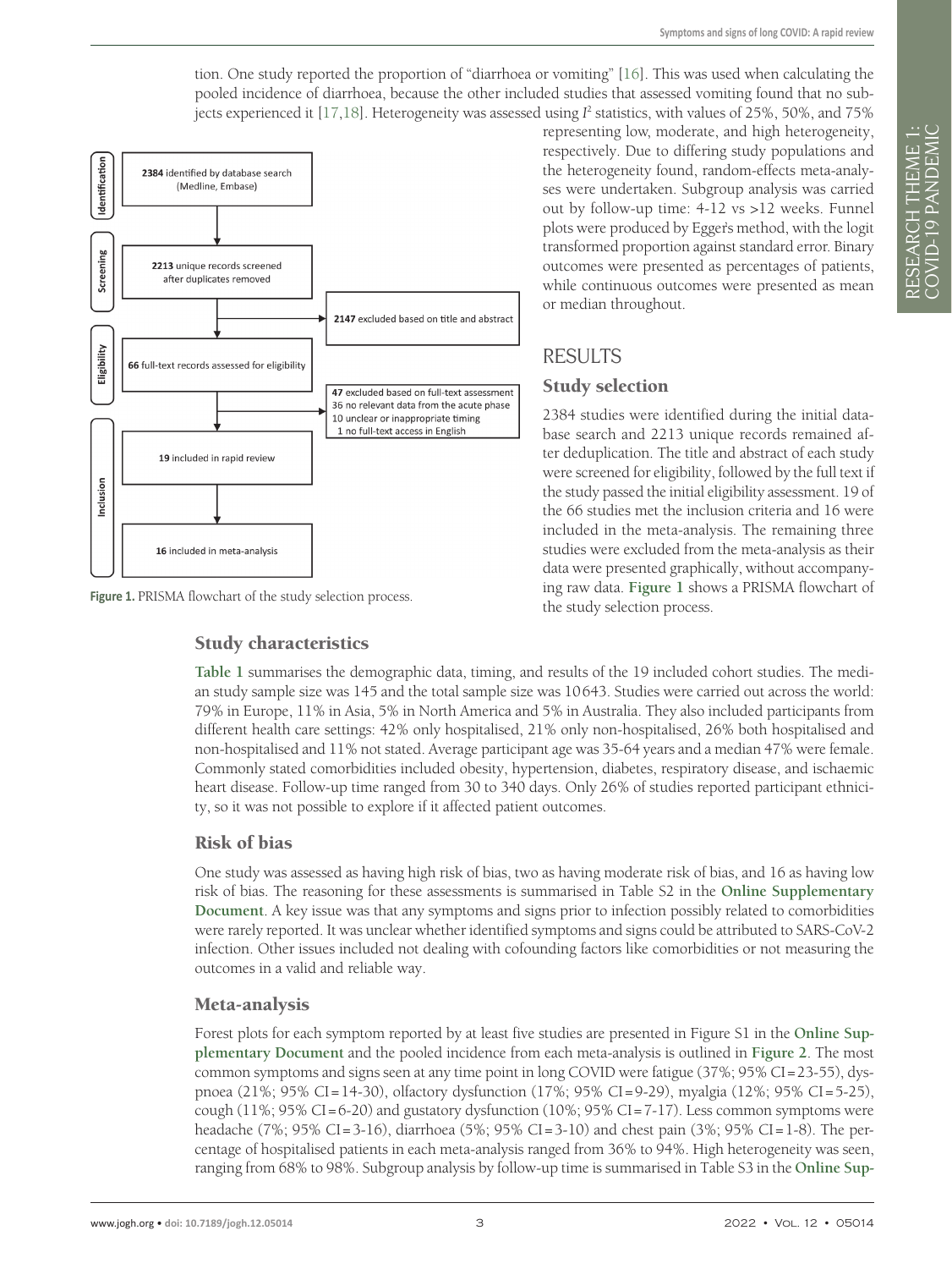tion. One study reported the proportion of "diarrhoea or vomiting" [16]. This was used when calculating the pooled incidence of diarrhoea, because the other included studies that assessed vomiting found that no subjects experienced it [17,18]. Heterogeneity was assessed using $I^2$ statistics, with values of 25%, 50%, and 75% representing low, moderate, and high heterogeneity, respectively. Due to differing study populations and the heterogeneity found, random-effects meta-analyses were undertaken. Subgroup analysis was carried out by follow-up time: 4-12 vs >12 weeks. Funnel plots were produced by Egger's method, with the logit transformed proportion against standard error. Binary outcomes were presented as percentages of patients, while continuous outcomes were presented as mean or median throughout.

**Identification:** **2384** identified by database search (Medline, Embase)

**Screening:** **2213** unique records screened after duplicates removed → **2147** excluded based on title and abstract

**Eligibility:** **66** full-text records assessed for eligibility → **47** excluded based on full-text assessment: 36 no relevant data from the acute phase; 10 unclear or inappropriate timing; 1 no full-text access in English

**Inclusion:** **19** included in rapid review → **16** included in meta-analysis

**Figure 1.** PRISMA flowchart of the study selection process.

# RESULTS

## Study selection

2384 studies were identified during the initial database search and 2213 unique records remained after deduplication. The title and abstract of each study were screened for eligibility, followed by the full text if the study passed the initial eligibility assessment. 19 of the 66 studies met the inclusion criteria and 16 were included in the meta-analysis. The remaining three studies were excluded from the meta-analysis as their data were presented graphically, without accompanying raw data. **Figure 1** shows a PRISMA flowchart of the study selection process.

## Study characteristics

**Table 1** summarises the demographic data, timing, and results of the 19 included cohort studies. The median study sample size was 145 and the total sample size was 10643. Studies were carried out across the world: 79% in Europe, 11% in Asia, 5% in North America and 5% in Australia. They also included participants from different health care settings: 42% only hospitalised, 21% only non-hospitalised, 26% both hospitalised and non-hospitalised and 11% not stated. Average participant age was 35-64 years and a median 47% were female. Commonly stated comorbidities included obesity, hypertension, diabetes, respiratory disease, and ischaemic heart disease. Follow-up time ranged from 30 to 340 days. Only 26% of studies reported participant ethnicity, so it was not possible to explore if it affected patient outcomes.

## Risk of bias

One study was assessed as having high risk of bias, two as having moderate risk of bias, and 16 as having low risk of bias. The reasoning for these assessments is summarised in Table S2 in the **Online Supplementary Document**. A key issue was that any symptoms and signs prior to infection possibly related to comorbidities were rarely reported. It was unclear whether identified symptoms and signs could be attributed to SARS-CoV-2 infection. Other issues included not dealing with cofounding factors like comorbidities or not measuring the outcomes in a valid and reliable way.

## Meta-analysis

Forest plots for each symptom reported by at least five studies are presented in Figure S1 in the **Online Supplementary Document** and the pooled incidence from each meta-analysis is outlined in **Figure 2**. The most common symptoms and signs seen at any time point in long COVID were fatigue (37%; 95% CI = 23-55), dyspnoea (21%; 95% CI = 14-30), olfactory dysfunction (17%; 95% CI = 9-29), myalgia (12%; 95% CI = 5-25), cough (11%; 95% CI = 6-20) and gustatory dysfunction (10%; 95% CI = 7-17). Less common symptoms were headache (7%; 95% CI = 3-16), diarrhoea (5%; 95% CI = 3-10) and chest pain (3%; 95% CI = 1-8). The percentage of hospitalised patients in each meta-analysis ranged from 36% to 94%. High heterogeneity was seen, ranging from 68% to 98%. Subgroup analysis by follow-up time is summarised in Table S3 in the **Online Sup-**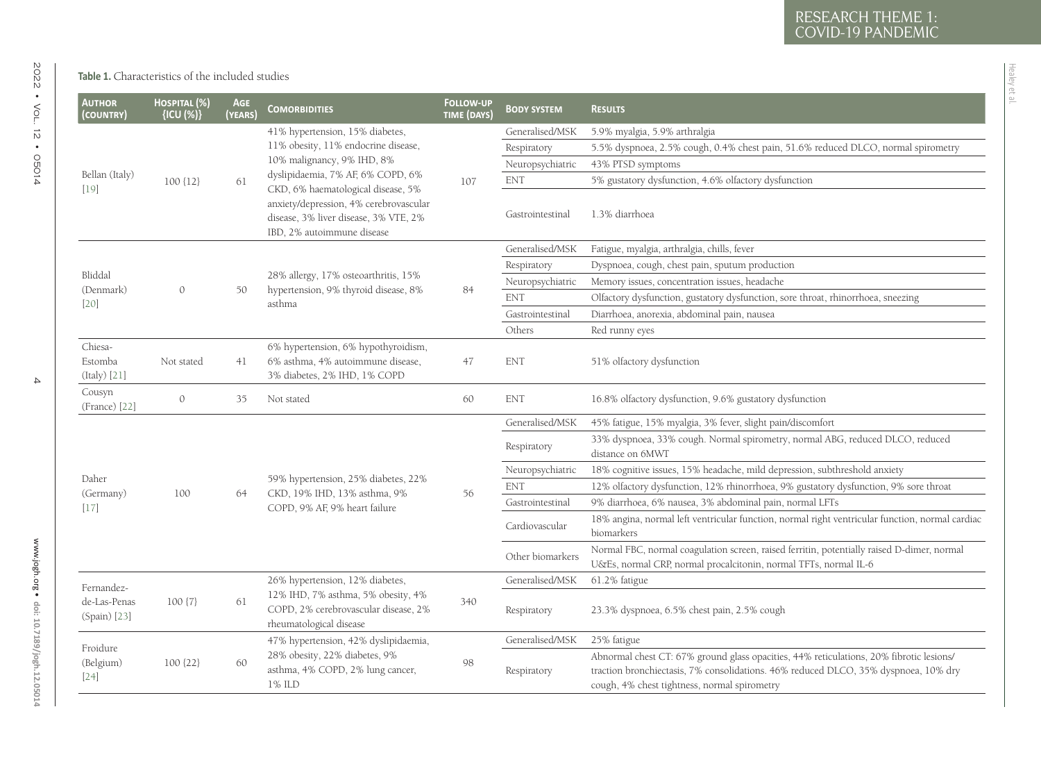**Table 1.** Characteristics of the included studies

| Author (country) | Hospital (%) {ICU (%)} | Age (years) | Comorbidities | Follow-up time (days) | Body system | Results |
|---|---|---|---|---|---|---|
| Bellan (Italy) [19] | 100 {12} | 61 | 41% hypertension, 15% diabetes, 11% obesity, 11% endocrine disease, 10% malignancy, 9% IHD, 8% dyslipidaemia, 7% AF, 6% COPD, 6% CKD, 6% haematological disease, 5% anxiety/depression, 4% cerebrovascular disease, 3% liver disease, 3% VTE, 2% IBD, 2% autoimmune disease | 107 | Generalised/MSK | 5.9% myalgia, 5.9% arthralgia |
| | | | | | Respiratory | 5.5% dyspnoea, 2.5% cough, 0.4% chest pain, 51.6% reduced DLCO, normal spirometry |
| | | | | | Neuropsychiatric | 43% PTSD symptoms |
| | | | | | ENT | 5% gustatory dysfunction, 4.6% olfactory dysfunction |
| | | | | | Gastrointestinal | 1.3% diarrhoea |
| Bliddal (Denmark) [20] | 0 | 50 | 28% allergy, 17% osteoarthritis, 15% hypertension, 9% thyroid disease, 8% asthma | 84 | Generalised/MSK | Fatigue, myalgia, arthralgia, chills, fever |
| | | | | | Respiratory | Dyspnoea, cough, chest pain, sputum production |
| | | | | | Neuropsychiatric | Memory issues, concentration issues, headache |
| | | | | | ENT | Olfactory dysfunction, gustatory dysfunction, sore throat, rhinorrhoea, sneezing |
| | | | | | Gastrointestinal | Diarrhoea, anorexia, abdominal pain, nausea |
| | | | | | Others | Red runny eyes |
| Chiesa-Estomba (Italy) [21] | Not stated | 41 | 6% hypertension, 6% hypothyroidism, 6% asthma, 4% autoimmune disease, 3% diabetes, 2% IHD, 1% COPD | 47 | ENT | 51% olfactory dysfunction |
| Cousyn (France) [22] | 0 | 35 | Not stated | 60 | ENT | 16.8% olfactory dysfunction, 9.6% gustatory dysfunction |
| Daher (Germany) [17] | 100 | 64 | 59% hypertension, 25% diabetes, 22% CKD, 19% IHD, 13% asthma, 9% COPD, 9% AF, 9% heart failure | 56 | Generalised/MSK | 45% fatigue, 15% myalgia, 3% fever, slight pain/discomfort |
| | | | | | Respiratory | 33% dyspnoea, 33% cough. Normal spirometry, normal ABG, reduced DLCO, reduced distance on 6MWT |
| | | | | | Neuropsychiatric | 18% cognitive issues, 15% headache, mild depression, subthreshold anxiety |
| | | | | | ENT | 12% olfactory dysfunction, 12% rhinorrhoea, 9% gustatory dysfunction, 9% sore throat |
| | | | | | Gastrointestinal | 9% diarrhoea, 6% nausea, 3% abdominal pain, normal LFTs |
| | | | | | Cardiovascular | 18% angina, normal left ventricular function, normal right ventricular function, normal cardiac biomarkers |
| | | | | | Other biomarkers | Normal FBC, normal coagulation screen, raised ferritin, potentially raised D-dimer, normal U&Es, normal CRP, normal procalcitonin, normal TFTs, normal IL-6 |
| Fernandez-de-Las-Penas (Spain) [23] | 100 {7} | 61 | 26% hypertension, 12% diabetes, 12% IHD, 7% asthma, 5% obesity, 4% COPD, 2% cerebrovascular disease, 2% rheumatological disease | 340 | Generalised/MSK | 61.2% fatigue |
| | | | | | Respiratory | 23.3% dyspnoea, 6.5% chest pain, 2.5% cough |
| Froidure (Belgium) [24] | 100 {22} | 60 | 47% hypertension, 42% dyslipidaemia, 28% obesity, 22% diabetes, 9% asthma, 4% COPD, 2% lung cancer, 1% ILD | 98 | Generalised/MSK | 25% fatigue |
| | | | | | Respiratory | Abnormal chest CT: 67% ground glass opacities, 44% reticulations, 20% fibrotic lesions/traction bronchiectasis, 7% consolidations. 46% reduced DLCO, 35% dyspnoea, 10% dry cough, 4% chest tightness, normal spirometry |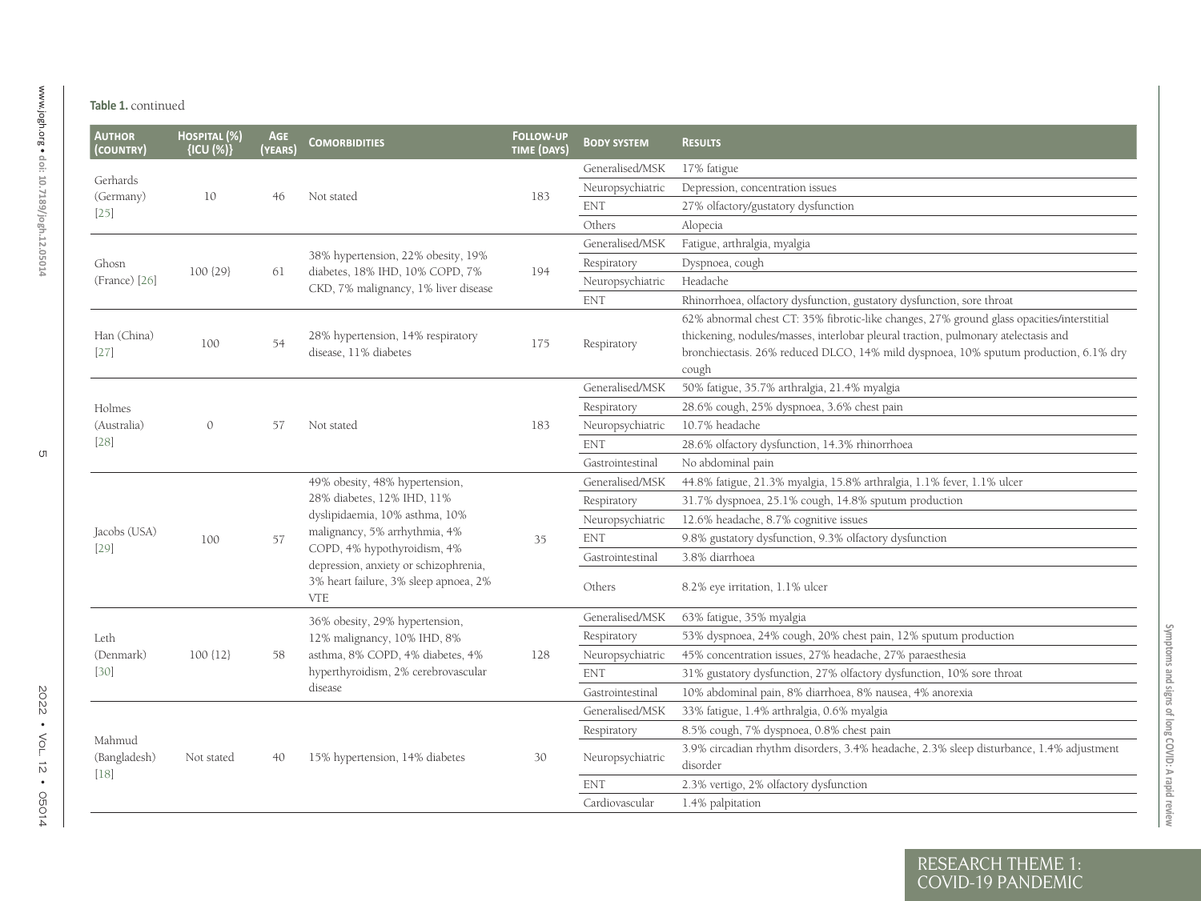**Table 1.** continued

| Author (country) | Hospital (%) {ICU (%)} | Age (years) | Comorbidities | Follow-up time (days) | Body system | Results |
|---|---|---|---|---|---|---|
| Gerhards (Germany) [25] | 10 | 46 | Not stated | 183 | Generalised/MSK | 17% fatigue |
| | | | | | Neuropsychiatric | Depression, concentration issues |
| | | | | | ENT | 27% olfactory/gustatory dysfunction |
| | | | | | Others | Alopecia |
| Ghosn (France) [26] | 100 {29} | 61 | 38% hypertension, 22% obesity, 19% diabetes, 18% IHD, 10% COPD, 7% CKD, 7% malignancy, 1% liver disease | 194 | Generalised/MSK | Fatigue, arthralgia, myalgia |
| | | | | | Respiratory | Dyspnoea, cough |
| | | | | | Neuropsychiatric | Headache |
| | | | | | ENT | Rhinorrhoea, olfactory dysfunction, gustatory dysfunction, sore throat |
| Han (China) [27] | 100 | 54 | 28% hypertension, 14% respiratory disease, 11% diabetes | 175 | Respiratory | 62% abnormal chest CT: 35% fibrotic-like changes, 27% ground glass opacities/interstitial thickening, nodules/masses, interlobar pleural traction, pulmonary atelectasis and bronchiectasis. 26% reduced DLCO, 14% mild dyspnoea, 10% sputum production, 6.1% dry cough |
| Holmes (Australia) [28] | 0 | 57 | Not stated | 183 | Generalised/MSK | 50% fatigue, 35.7% arthralgia, 21.4% myalgia |
| | | | | | Respiratory | 28.6% cough, 25% dyspnoea, 3.6% chest pain |
| | | | | | Neuropsychiatric | 10.7% headache |
| | | | | | ENT | 28.6% olfactory dysfunction, 14.3% rhinorrhoea |
| | | | | | Gastrointestinal | No abdominal pain |
| Jacobs (USA) [29] | 100 | 57 | 49% obesity, 48% hypertension, 28% diabetes, 12% IHD, 11% dyslipidaemia, 10% asthma, 10% malignancy, 5% arrhythmia, 4% COPD, 4% hypothyroidism, 4% depression, anxiety or schizophrenia, 3% heart failure, 3% sleep apnoea, 2% VTE | 35 | Generalised/MSK | 44.8% fatigue, 21.3% myalgia, 15.8% arthralgia, 1.1% fever, 1.1% ulcer |
| | | | | | Respiratory | 31.7% dyspnoea, 25.1% cough, 14.8% sputum production |
| | | | | | Neuropsychiatric | 12.6% headache, 8.7% cognitive issues |
| | | | | | ENT | 9.8% gustatory dysfunction, 9.3% olfactory dysfunction |
| | | | | | Gastrointestinal | 3.8% diarrhoea |
| | | | | | Others | 8.2% eye irritation, 1.1% ulcer |
| Leth (Denmark) [30] | 100 {12} | 58 | 36% obesity, 29% hypertension, 12% malignancy, 10% IHD, 8% asthma, 8% COPD, 4% diabetes, 4% hyperthyroidism, 2% cerebrovascular disease | 128 | Generalised/MSK | 63% fatigue, 35% myalgia |
| | | | | | Respiratory | 53% dyspnoea, 24% cough, 20% chest pain, 12% sputum production |
| | | | | | Neuropsychiatric | 45% concentration issues, 27% headache, 27% paraesthesia |
| | | | | | ENT | 31% gustatory dysfunction, 27% olfactory dysfunction, 10% sore throat |
| | | | | | Gastrointestinal | 10% abdominal pain, 8% diarrhoea, 8% nausea, 4% anorexia |
| Mahmud (Bangladesh) [18] | Not stated | 40 | 15% hypertension, 14% diabetes | 30 | Generalised/MSK | 33% fatigue, 1.4% arthralgia, 0.6% myalgia |
| | | | | | Respiratory | 8.5% cough, 7% dyspnoea, 0.8% chest pain |
| | | | | | Neuropsychiatric | 3.9% circadian rhythm disorders, 3.4% headache, 2.3% sleep disturbance, 1.4% adjustment disorder |
| | | | | | ENT | 2.3% vertigo, 2% olfactory dysfunction |
| | | | | | Cardiovascular | 1.4% palpitation |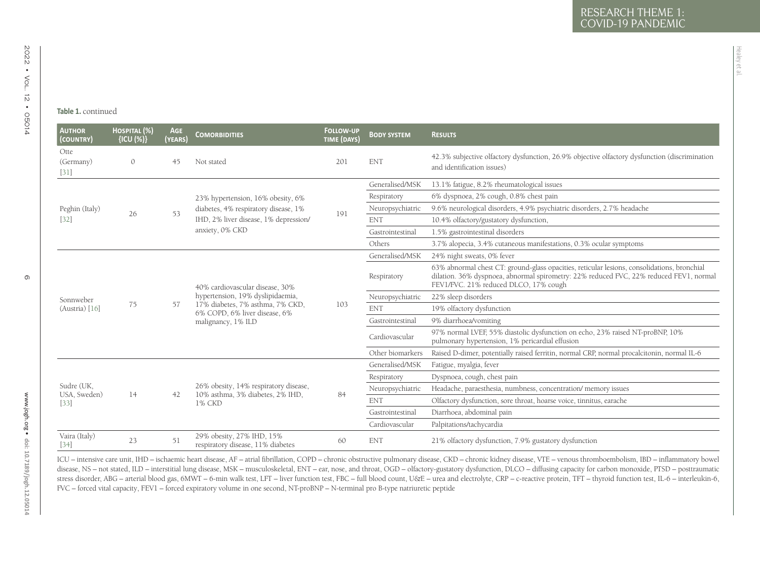**Table 1.** continued

| Author (country) | Hospital (%) {ICU (%)} | Age (years) | Comorbidities | Follow-up time (days) | Body system | Results |
|---|---|---|---|---|---|---|
| Otte (Germany) [31] | 0 | 45 | Not stated | 201 | ENT | 42.3% subjective olfactory dysfunction, 26.9% objective olfactory dysfunction (discrimination and identification issues) |
| Peghin (Italy) [32] | 26 | 53 | 23% hypertension, 16% obesity, 6% diabetes, 4% respiratory disease, 1% IHD, 2% liver disease, 1% depression/ anxiety, 0% CKD | 191 | Generalised/MSK | 13.1% fatigue, 8.2% rheumatological issues |
| | | | | | Respiratory | 6% dyspnoea, 2% cough, 0.8% chest pain |
| | | | | | Neuropsychiatric | 9.6% neurological disorders, 4.9% psychiatric disorders, 2.7% headache |
| | | | | | ENT | 10.4% olfactory/gustatory dysfunction, |
| | | | | | Gastrointestinal | 1.5% gastrointestinal disorders |
| | | | | | Others | 3.7% alopecia, 3.4% cutaneous manifestations, 0.3% ocular symptoms |
| Sonnweber (Austria) [16] | 75 | 57 | 40% cardiovascular disease, 30% hypertension, 19% dyslipidaemia, 17% diabetes, 7% asthma, 7% CKD, 6% COPD, 6% liver disease, 6% malignancy, 1% ILD | 103 | Generalised/MSK | 24% night sweats, 0% fever |
| | | | | | Respiratory | 63% abnormal chest CT: ground-glass opacities, reticular lesions, consolidations, bronchial dilation. 36% dyspnoea, abnormal spirometry: 22% reduced FVC, 22% reduced FEV1, normal FEV1/FVC. 21% reduced DLCO, 17% cough |
| | | | | | Neuropsychiatric | 22% sleep disorders |
| | | | | | ENT | 19% olfactory dysfunction |
| | | | | | Gastrointestinal | 9% diarrhoea/vomiting |
| | | | | | Cardiovascular | 97% normal LVEF, 55% diastolic dysfunction on echo, 23% raised NT-proBNP, 10% pulmonary hypertension, 1% pericardial effusion |
| | | | | | Other biomarkers | Raised D-dimer, potentially raised ferritin, normal CRP, normal procalcitonin, normal IL-6 |
| Sudre (UK, USA, Sweden) [33] | 14 | 42 | 26% obesity, 14% respiratory disease, 10% asthma, 3% diabetes, 2% IHD, 1% CKD | 84 | Generalised/MSK | Fatigue, myalgia, fever |
| | | | | | Respiratory | Dyspnoea, cough, chest pain |
| | | | | | Neuropsychiatric | Headache, paraesthesia, numbness, concentration/ memory issues |
| | | | | | ENT | Olfactory dysfunction, sore throat, hoarse voice, tinnitus, earache |
| | | | | | Gastrointestinal | Diarrhoea, abdominal pain |
| | | | | | Cardiovascular | Palpitations/tachycardia |
| Vaira (Italy) [34] | 23 | 51 | 29% obesity, 27% IHD, 15% respiratory disease, 11% diabetes | 60 | ENT | 21% olfactory dysfunction, 7.9% gustatory dysfunction |

ICU – intensive care unit, IHD – ischaemic heart disease, AF – atrial fibrillation, COPD – chronic obstructive pulmonary disease, CKD – chronic kidney disease, VTE – venous thromboembolism, IBD – inflammatory bowel disease, NS – not stated, ILD – interstitial lung disease, MSK – musculoskeletal, ENT – ear, nose, and throat, OGD – olfactory-gustatory dysfunction, DLCO – diffusing capacity for carbon monoxide, PTSD – posttraumatic stress disorder, ABG – arterial blood gas, 6MWT – 6-min walk test, LFT – liver function test, FBC – full blood count, U&E – urea and electrolyte, CRP – c-reactive protein, TFT – thyroid function test, IL-6 – interleukin-6, FVC – forced vital capacity, FEV1 – forced expiratory volume in one second, NT-proBNP – N-terminal pro B-type natriuretic peptide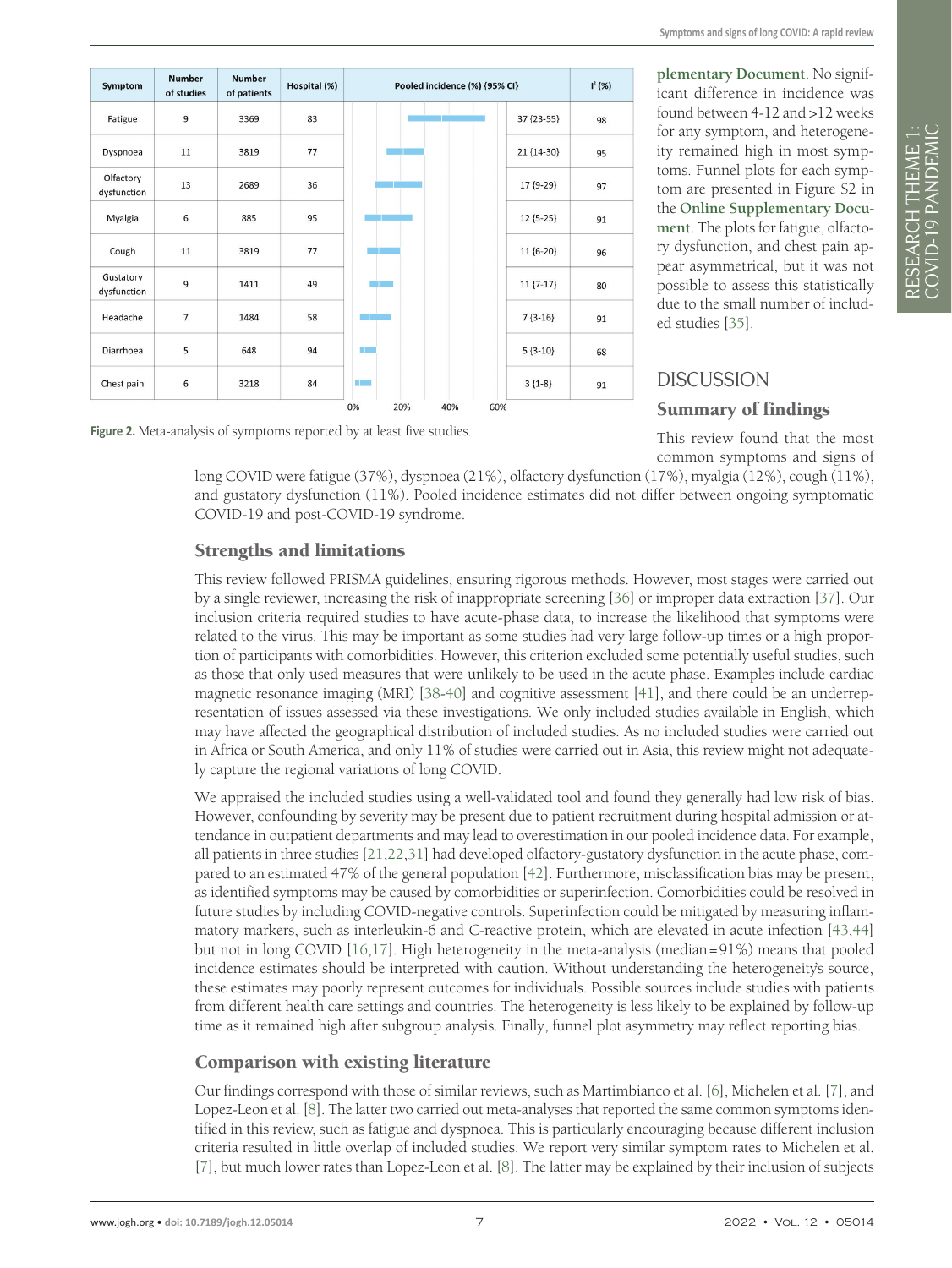| Symptom | Number of studies | Number of patients | Hospital (%) | Pooled incidence (%) (95% CI) | I² (%) |
|---|---|---|---|---|---|
| Fatigue | 9 | 3369 | 83 | 37 (23-55) | 98 |
| Dyspnoea | 11 | 3819 | 77 | 21 (14-30) | 95 |
| Olfactory dysfunction | 13 | 2689 | 36 | 17 (9-29) | 97 |
| Myalgia | 6 | 885 | 95 | 12 (5-25) | 91 |
| Cough | 11 | 3819 | 77 | 11 (6-20) | 96 |
| Gustatory dysfunction | 9 | 1411 | 49 | 11 (7-17) | 80 |
| Headache | 7 | 1484 | 58 | 7 (3-16) | 91 |
| Diarrhoea | 5 | 648 | 94 | 5 (3-10) | 68 |
| Chest pain | 6 | 3218 | 84 | 3 (1-8) | 91 |

**Figure 2.** Meta-analysis of symptoms reported by at least five studies.

plementary Document. No significant difference in incidence was found between 4-12 and >12 weeks for any symptom, and heterogeneity remained high in most symptoms. Funnel plots for each symptom are presented in Figure S2 in the **Online Supplementary Document**. The plots for fatigue, olfactory dysfunction, and chest pain appear asymmetrical, but it was not possible to assess this statistically due to the small number of included studies [35].

## DISCUSSION

### Summary of findings

This review found that the most common symptoms and signs of long COVID were fatigue (37%), dyspnoea (21%), olfactory dysfunction (17%), myalgia (12%), cough (11%), and gustatory dysfunction (11%). Pooled incidence estimates did not differ between ongoing symptomatic COVID-19 and post-COVID-19 syndrome.

### Strengths and limitations

This review followed PRISMA guidelines, ensuring rigorous methods. However, most stages were carried out by a single reviewer, increasing the risk of inappropriate screening [36] or improper data extraction [37]. Our inclusion criteria required studies to have acute-phase data, to increase the likelihood that symptoms were related to the virus. This may be important as some studies had very large follow-up times or a high proportion of participants with comorbidities. However, this criterion excluded some potentially useful studies, such as those that only used measures that were unlikely to be used in the acute phase. Examples include cardiac magnetic resonance imaging (MRI) [38-40] and cognitive assessment [41], and there could be an underrepresentation of issues assessed via these investigations. We only included studies available in English, which may have affected the geographical distribution of included studies. As no included studies were carried out in Africa or South America, and only 11% of studies were carried out in Asia, this review might not adequately capture the regional variations of long COVID.

We appraised the included studies using a well-validated tool and found they generally had low risk of bias. However, confounding by severity may be present due to patient recruitment during hospital admission or attendance in outpatient departments and may lead to overestimation in our pooled incidence data. For example, all patients in three studies [21,22,31] had developed olfactory-gustatory dysfunction in the acute phase, compared to an estimated 47% of the general population [42]. Furthermore, misclassification bias may be present, as identified symptoms may be caused by comorbidities or superinfection. Comorbidities could be resolved in future studies by including COVID-negative controls. Superinfection could be mitigated by measuring inflammatory markers, such as interleukin-6 and C-reactive protein, which are elevated in acute infection [43,44] but not in long COVID [16,17]. High heterogeneity in the meta-analysis (median = 91%) means that pooled incidence estimates should be interpreted with caution. Without understanding the heterogeneity's source, these estimates may poorly represent outcomes for individuals. Possible sources include studies with patients from different health care settings and countries. The heterogeneity is less likely to be explained by follow-up time as it remained high after subgroup analysis. Finally, funnel plot asymmetry may reflect reporting bias.

### Comparison with existing literature

Our findings correspond with those of similar reviews, such as Martimbianco et al. [6], Michelen et al. [7], and Lopez-Leon et al. [8]. The latter two carried out meta-analyses that reported the same common symptoms identified in this review, such as fatigue and dyspnoea. This is particularly encouraging because different inclusion criteria resulted in little overlap of included studies. We report very similar symptom rates to Michelen et al. [7], but much lower rates than Lopez-Leon et al. [8]. The latter may be explained by their inclusion of subjects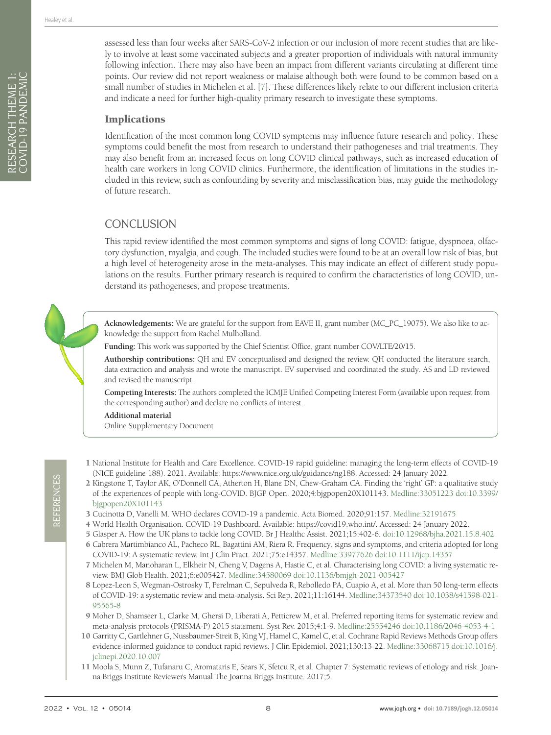assessed less than four weeks after SARS-CoV-2 infection or our inclusion of more recent studies that are likely to involve at least some vaccinated subjects and a greater proportion of individuals with natural immunity following infection. There may also have been an impact from different variants circulating at different time points. Our review did not report weakness or malaise although both were found to be common based on a small number of studies in Michelen et al. [7]. These differences likely relate to our different inclusion criteria and indicate a need for further high-quality primary research to investigate these symptoms.

### Implications

Identification of the most common long COVID symptoms may influence future research and policy. These symptoms could benefit the most from research to understand their pathogeneses and trial treatments. They may also benefit from an increased focus on long COVID clinical pathways, such as increased education of health care workers in long COVID clinics. Furthermore, the identification of limitations in the studies included in this review, such as confounding by severity and misclassification bias, may guide the methodology of future research.

## CONCLUSION

This rapid review identified the most common symptoms and signs of long COVID: fatigue, dyspnoea, olfactory dysfunction, myalgia, and cough. The included studies were found to be at an overall low risk of bias, but a high level of heterogeneity arose in the meta-analyses. This may indicate an effect of different study populations on the results. Further primary research is required to confirm the characteristics of long COVID, understand its pathogeneses, and propose treatments.

**Acknowledgements:** We are grateful for the support from EAVE II, grant number (MC_PC_19075). We also like to acknowledge the support from Rachel Mulholland.

**Funding:** This work was supported by the Chief Scientist Office, grant number COV/LTE/20/15.

**Authorship contributions:** QH and EV conceptualised and designed the review. QH conducted the literature search, data extraction and analysis and wrote the manuscript. EV supervised and coordinated the study. AS and LD reviewed and revised the manuscript.

**Competing Interests:** The authors completed the ICMJE Unified Competing Interest Form (available upon request from the corresponding author) and declare no conflicts of interest.

**Additional material**

Online Supplementary Document

## REFERENCES

1. National Institute for Health and Care Excellence. COVID-19 rapid guideline: managing the long-term effects of COVID-19 (NICE guideline 188). 2021. Available: https://www.nice.org.uk/guidance/ng188. Accessed: 24 January 2022.
2. Kingstone T, Taylor AK, O'Donnell CA, Atherton H, Blane DN, Chew-Graham CA. Finding the 'right' GP: a qualitative study of the experiences of people with long-COVID. BJGP Open. 2020;4:bjgpopen20X101143. Medline:33051223 doi:10.3399/bjgpopen20X101143
3. Cucinotta D, Vanelli M. WHO declares COVID-19 a pandemic. Acta Biomed. 2020;91:157. Medline:32191675
4. World Health Organisation. COVID-19 Dashboard. Available: https://covid19.who.int/. Accessed: 24 January 2022.
5. Glasper A. How the UK plans to tackle long COVID. Br J Healthc Assist. 2021;15:402-6. doi:10.12968/bjha.2021.15.8.402
6. Cabrera Martimbianco AL, Pacheco RL, Bagattini AM, Riera R. Frequency, signs and symptoms, and criteria adopted for long COVID-19: A systematic review. Int J Clin Pract. 2021;75:e14357. Medline:33977626 doi:10.1111/ijcp.14357
7. Michelen M, Manoharan L, Elkheir N, Cheng V, Dagens A, Hastie C, et al. Characterising long COVID: a living systematic review. BMJ Glob Health. 2021;6:e005427. Medline:34580069 doi:10.1136/bmjgh-2021-005427
8. Lopez-Leon S, Wegman-Ostrosky T, Perelman C, Sepulveda R, Rebolledo PA, Cuapio A, et al. More than 50 long-term effects of COVID-19: a systematic review and meta-analysis. Sci Rep. 2021;11:16144. Medline:34373540 doi:10.1038/s41598-021-95565-8
9. Moher D, Shamseer L, Clarke M, Ghersi D, Liberati A, Petticrew M, et al. Preferred reporting items for systematic review and meta-analysis protocols (PRISMA-P) 2015 statement. Syst Rev. 2015;4:1-9. Medline:25554246 doi:10.1186/2046-4053-4-1
10. Garritty C, Gartlehner G, Nussbaumer-Streit B, King VJ, Hamel C, Kamel C, et al. Cochrane Rapid Reviews Methods Group offers evidence-informed guidance to conduct rapid reviews. J Clin Epidemiol. 2021;130:13-22. Medline:33068715 doi:10.1016/j.jclinepi.2020.10.007
11. Moola S, Munn Z, Tufanaru C, Aromataris E, Sears K, Sfetcu R, et al. Chapter 7: Systematic reviews of etiology and risk. Joanna Briggs Institute Reviewer's Manual The Joanna Briggs Institute. 2017;5.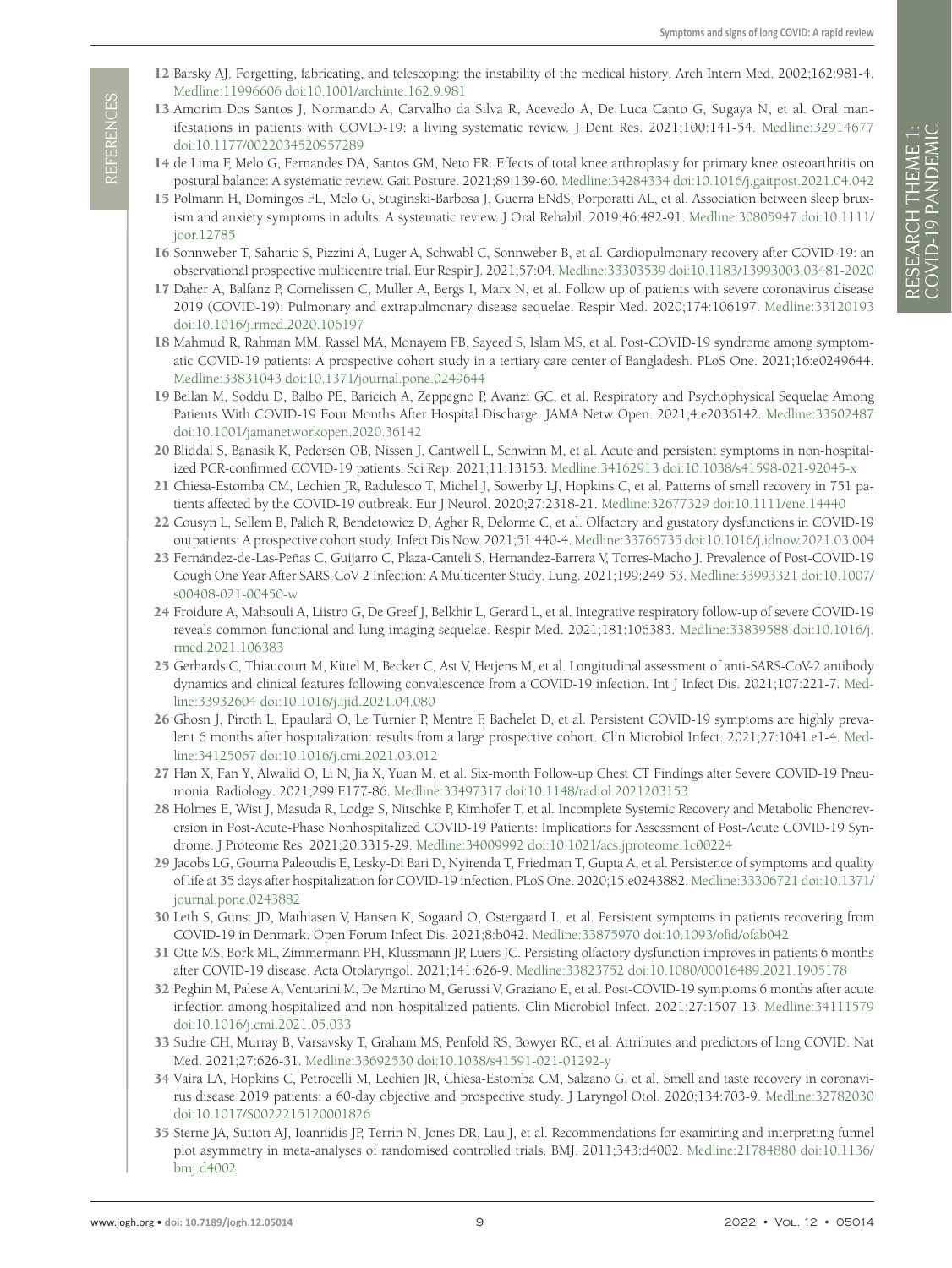12 Barsky AJ. Forgetting, fabricating, and telescoping: the instability of the medical history. Arch Intern Med. 2002;162:981-4. Medline:11996606 doi:10.1001/archinte.162.9.981

13 Amorim Dos Santos J, Normando A, Carvalho da Silva R, Acevedo A, De Luca Canto G, Sugaya N, et al. Oral manifestations in patients with COVID-19: a living systematic review. J Dent Res. 2021;100:141-54. Medline:32914677 doi:10.1177/0022034520957289

14 de Lima F, Melo G, Fernandes DA, Santos GM, Neto FR. Effects of total knee arthroplasty for primary knee osteoarthritis on postural balance: A systematic review. Gait Posture. 2021;89:139-60. Medline:34284334 doi:10.1016/j.gaitpost.2021.04.042

15 Polmann H, Domingos FL, Melo G, Stuginski-Barbosa J, Guerra ENdS, Porporatti AL, et al. Association between sleep bruxism and anxiety symptoms in adults: A systematic review. J Oral Rehabil. 2019;46:482-91. Medline:30805947 doi:10.1111/joor.12785

16 Sonnweber T, Sahanic S, Pizzini A, Luger A, Schwabl C, Sonnweber B, et al. Cardiopulmonary recovery after COVID-19: an observational prospective multicentre trial. Eur Respir J. 2021;57:04. Medline:33303539 doi:10.1183/13993003.03481-2020

17 Daher A, Balfanz P, Cornelissen C, Muller A, Bergs I, Marx N, et al. Follow up of patients with severe coronavirus disease 2019 (COVID-19): Pulmonary and extrapulmonary disease sequelae. Respir Med. 2020;174:106197. Medline:33120193 doi:10.1016/j.rmed.2020.106197

18 Mahmud R, Rahman MM, Rassel MA, Monayem FB, Sayeed S, Islam MS, et al. Post-COVID-19 syndrome among symptomatic COVID-19 patients: A prospective cohort study in a tertiary care center of Bangladesh. PLoS One. 2021;16:e0249644. Medline:33831043 doi:10.1371/journal.pone.0249644

19 Bellan M, Soddu D, Balbo PE, Baricich A, Zeppegno P, Avanzi GC, et al. Respiratory and Psychophysical Sequelae Among Patients With COVID-19 Four Months After Hospital Discharge. JAMA Netw Open. 2021;4:e2036142. Medline:33502487 doi:10.1001/jamanetworkopen.2020.36142

20 Bliddal S, Banasik K, Pedersen OB, Nissen J, Cantwell L, Schwinn M, et al. Acute and persistent symptoms in non-hospitalized PCR-confirmed COVID-19 patients. Sci Rep. 2021;11:13153. Medline:34162913 doi:10.1038/s41598-021-92045-x

21 Chiesa-Estomba CM, Lechien JR, Radulesco T, Michel J, Sowerby LJ, Hopkins C, et al. Patterns of smell recovery in 751 patients affected by the COVID-19 outbreak. Eur J Neurol. 2020;27:2318-21. Medline:32677329 doi:10.1111/ene.14440

22 Cousyn L, Sellem B, Palich R, Bendetowicz D, Agher R, Delorme C, et al. Olfactory and gustatory dysfunctions in COVID-19 outpatients: A prospective cohort study. Infect Dis Now. 2021;51:440-4. Medline:33766735 doi:10.1016/j.idnow.2021.03.004

23 Fernández-de-Las-Peñas C, Guijarro C, Plaza-Canteli S, Hernandez-Barrera V, Torres-Macho J. Prevalence of Post-COVID-19 Cough One Year After SARS-CoV-2 Infection: A Multicenter Study. Lung. 2021;199:249-53. Medline:33993321 doi:10.1007/s00408-021-00450-w

24 Froidure A, Mahsouli A, Liistro G, De Greef J, Belkhir L, Gerard L, et al. Integrative respiratory follow-up of severe COVID-19 reveals common functional and lung imaging sequelae. Respir Med. 2021;181:106383. Medline:33839588 doi:10.1016/j.rmed.2021.106383

25 Gerhards C, Thiaucourt M, Kittel M, Becker C, Ast V, Hetjens M, et al. Longitudinal assessment of anti-SARS-CoV-2 antibody dynamics and clinical features following convalescence from a COVID-19 infection. Int J Infect Dis. 2021;107:221-7. Medline:33932604 doi:10.1016/j.ijid.2021.04.080

26 Ghosn J, Piroth L, Epaulard O, Le Turnier P, Mentre F, Bachelet D, et al. Persistent COVID-19 symptoms are highly prevalent 6 months after hospitalization: results from a large prospective cohort. Clin Microbiol Infect. 2021;27:1041.e1-4. Medline:34125067 doi:10.1016/j.cmi.2021.03.012

27 Han X, Fan Y, Alwalid O, Li N, Jia X, Yuan M, et al. Six-month Follow-up Chest CT Findings after Severe COVID-19 Pneumonia. Radiology. 2021;299:E177-86. Medline:33497317 doi:10.1148/radiol.2021203153

28 Holmes E, Wist J, Masuda R, Lodge S, Nitschke P, Kimhofer T, et al. Incomplete Systemic Recovery and Metabolic Phenoreversion in Post-Acute-Phase Nonhospitalized COVID-19 Patients: Implications for Assessment of Post-Acute COVID-19 Syndrome. J Proteome Res. 2021;20:3315-29. Medline:34009992 doi:10.1021/acs.jproteome.1c00224

29 Jacobs LG, Gourna Paleoudis E, Lesky-Di Bari D, Nyirenda T, Friedman T, Gupta A, et al. Persistence of symptoms and quality of life at 35 days after hospitalization for COVID-19 infection. PLoS One. 2020;15:e0243882. Medline:33306721 doi:10.1371/journal.pone.0243882

30 Leth S, Gunst JD, Mathiasen V, Hansen K, Sogaard O, Ostergaard L, et al. Persistent symptoms in patients recovering from COVID-19 in Denmark. Open Forum Infect Dis. 2021;8:b042. Medline:33875970 doi:10.1093/ofid/ofab042

31 Otte MS, Bork ML, Zimmermann PH, Klussmann JP, Luers JC. Persisting olfactory dysfunction improves in patients 6 months after COVID-19 disease. Acta Otolaryngol. 2021;141:626-9. Medline:33823752 doi:10.1080/00016489.2021.1905178

32 Peghin M, Palese A, Venturini M, De Martino M, Gerussi V, Graziano E, et al. Post-COVID-19 symptoms 6 months after acute infection among hospitalized and non-hospitalized patients. Clin Microbiol Infect. 2021;27:1507-13. Medline:34111579 doi:10.1016/j.cmi.2021.05.033

33 Sudre CH, Murray B, Varsavsky T, Graham MS, Penfold RS, Bowyer RC, et al. Attributes and predictors of long COVID. Nat Med. 2021;27:626-31. Medline:33692530 doi:10.1038/s41591-021-01292-y

34 Vaira LA, Hopkins C, Petrocelli M, Lechien JR, Chiesa-Estomba CM, Salzano G, et al. Smell and taste recovery in coronavirus disease 2019 patients: a 60-day objective and prospective study. J Laryngol Otol. 2020;134:703-9. Medline:32782030 doi:10.1017/S0022215120001826

35 Sterne JA, Sutton AJ, Ioannidis JP, Terrin N, Jones DR, Lau J, et al. Recommendations for examining and interpreting funnel plot asymmetry in meta-analyses of randomised controlled trials. BMJ. 2011;343:d4002. Medline:21784880 doi:10.1136/bmj.d4002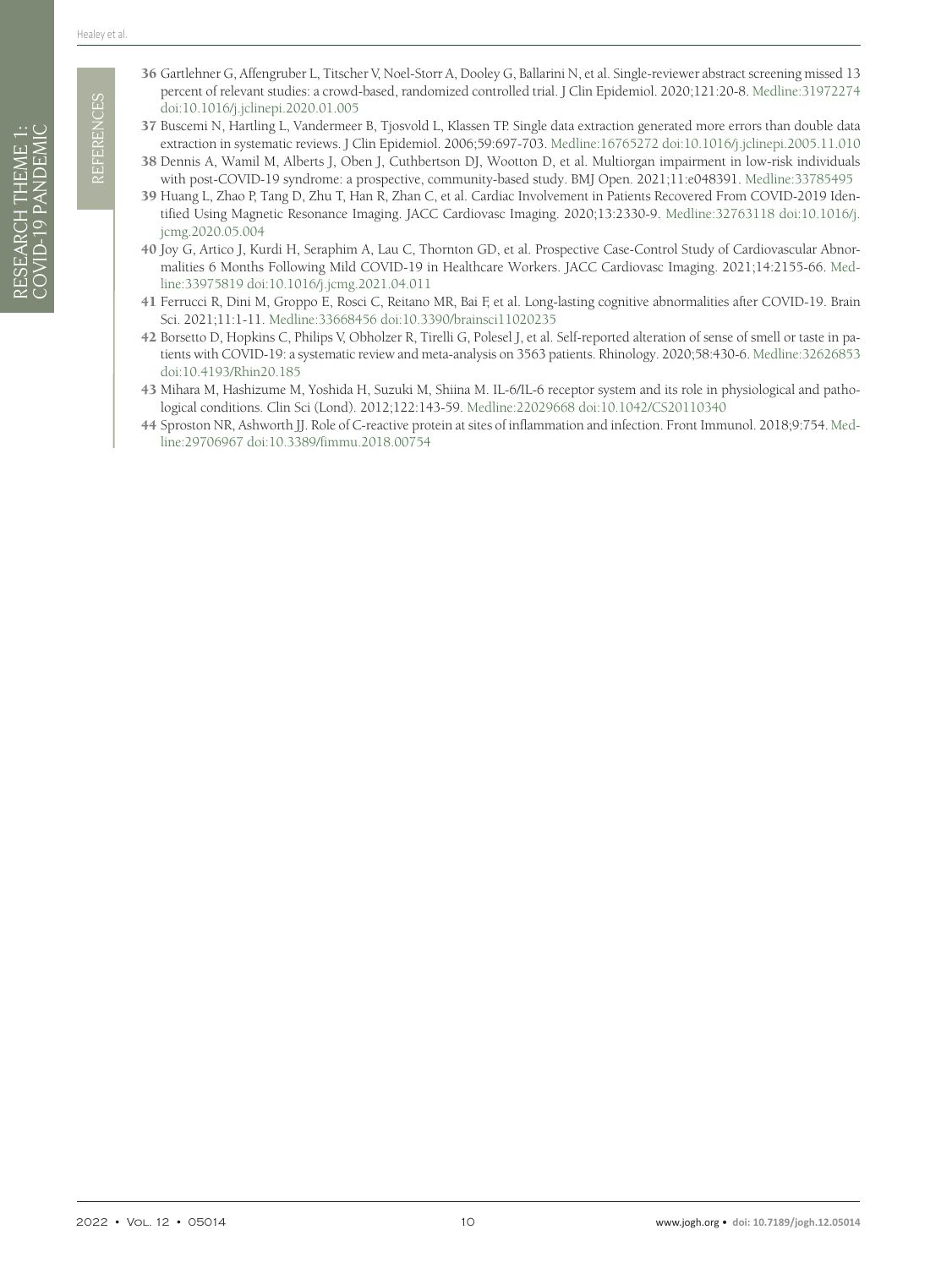36 Gartlehner G, Affengruber L, Titscher V, Noel-Storr A, Dooley G, Ballarini N, et al. Single-reviewer abstract screening missed 13 percent of relevant studies: a crowd-based, randomized controlled trial. J Clin Epidemiol. 2020;121:20-8. Medline:31972274 doi:10.1016/j.jclinepi.2020.01.005

37 Buscemi N, Hartling L, Vandermeer B, Tjosvold L, Klassen TP. Single data extraction generated more errors than double data extraction in systematic reviews. J Clin Epidemiol. 2006;59:697-703. Medline:16765272 doi:10.1016/j.jclinepi.2005.11.010

38 Dennis A, Wamil M, Alberts J, Oben J, Cuthbertson DJ, Wootton D, et al. Multiorgan impairment in low-risk individuals with post-COVID-19 syndrome: a prospective, community-based study. BMJ Open. 2021;11:e048391. Medline:33785495

39 Huang L, Zhao P, Tang D, Zhu T, Han R, Zhan C, et al. Cardiac Involvement in Patients Recovered From COVID-2019 Identified Using Magnetic Resonance Imaging. JACC Cardiovasc Imaging. 2020;13:2330-9. Medline:32763118 doi:10.1016/j.jcmg.2020.05.004

40 Joy G, Artico J, Kurdi H, Seraphim A, Lau C, Thornton GD, et al. Prospective Case-Control Study of Cardiovascular Abnormalities 6 Months Following Mild COVID-19 in Healthcare Workers. JACC Cardiovasc Imaging. 2021;14:2155-66. Medline:33975819 doi:10.1016/j.jcmg.2021.04.011

41 Ferrucci R, Dini M, Groppo E, Rosci C, Reitano MR, Bai F, et al. Long-lasting cognitive abnormalities after COVID-19. Brain Sci. 2021;11:1-11. Medline:33668456 doi:10.3390/brainsci11020235

42 Borsetto D, Hopkins C, Philips V, Obholzer R, Tirelli G, Polesel J, et al. Self-reported alteration of sense of smell or taste in patients with COVID-19: a systematic review and meta-analysis on 3563 patients. Rhinology. 2020;58:430-6. Medline:32626853 doi:10.4193/Rhin20.185

43 Mihara M, Hashizume M, Yoshida H, Suzuki M, Shiina M. IL-6/IL-6 receptor system and its role in physiological and pathological conditions. Clin Sci (Lond). 2012;122:143-59. Medline:22029668 doi:10.1042/CS20110340

44 Sproston NR, Ashworth JJ. Role of C-reactive protein at sites of inflammation and infection. Front Immunol. 2018;9:754. Medline:29706967 doi:10.3389/fimmu.2018.00754